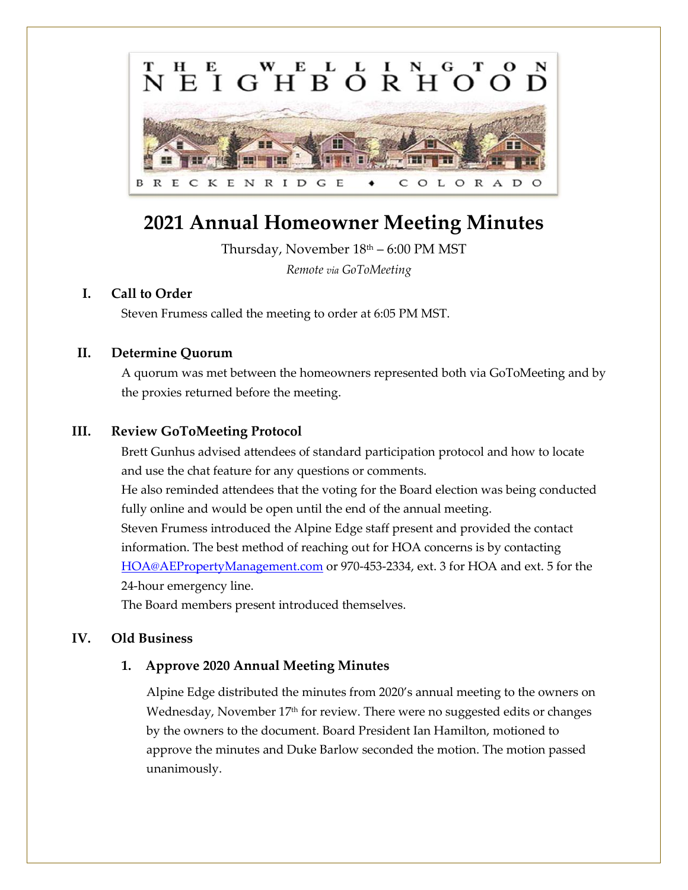THE WELLINGTON NEIGHBORHOOD

BRECKENRIDGE ♦ COLORADO

# 2021 Annual Homeowner Meeting Minutes

Thursday, November 18th – 6:00 PM MST

*Remote via GoToMeeting*

## I. Call to Order

Steven Frumess called the meeting to order at 6:05 PM MST.

## II. Determine Quorum

A quorum was met between the homeowners represented both via GoToMeeting and by the proxies returned before the meeting.

## III. Review GoToMeeting Protocol

Brett Gunhus advised attendees of standard participation protocol and how to locate and use the chat feature for any questions or comments.

He also reminded attendees that the voting for the Board election was being conducted fully online and would be open until the end of the annual meeting.

Steven Frumess introduced the Alpine Edge staff present and provided the contact information. The best method of reaching out for HOA concerns is by contacting HOA@AEPropertyManagement.com or 970-453-2334, ext. 3 for HOA and ext. 5 for the 24-hour emergency line.

The Board members present introduced themselves.

## IV. Old Business

### 1. Approve 2020 Annual Meeting Minutes

Alpine Edge distributed the minutes from 2020's annual meeting to the owners on Wednesday, November 17th for review. There were no suggested edits or changes by the owners to the document. Board President Ian Hamilton, motioned to approve the minutes and Duke Barlow seconded the motion. The motion passed unanimously.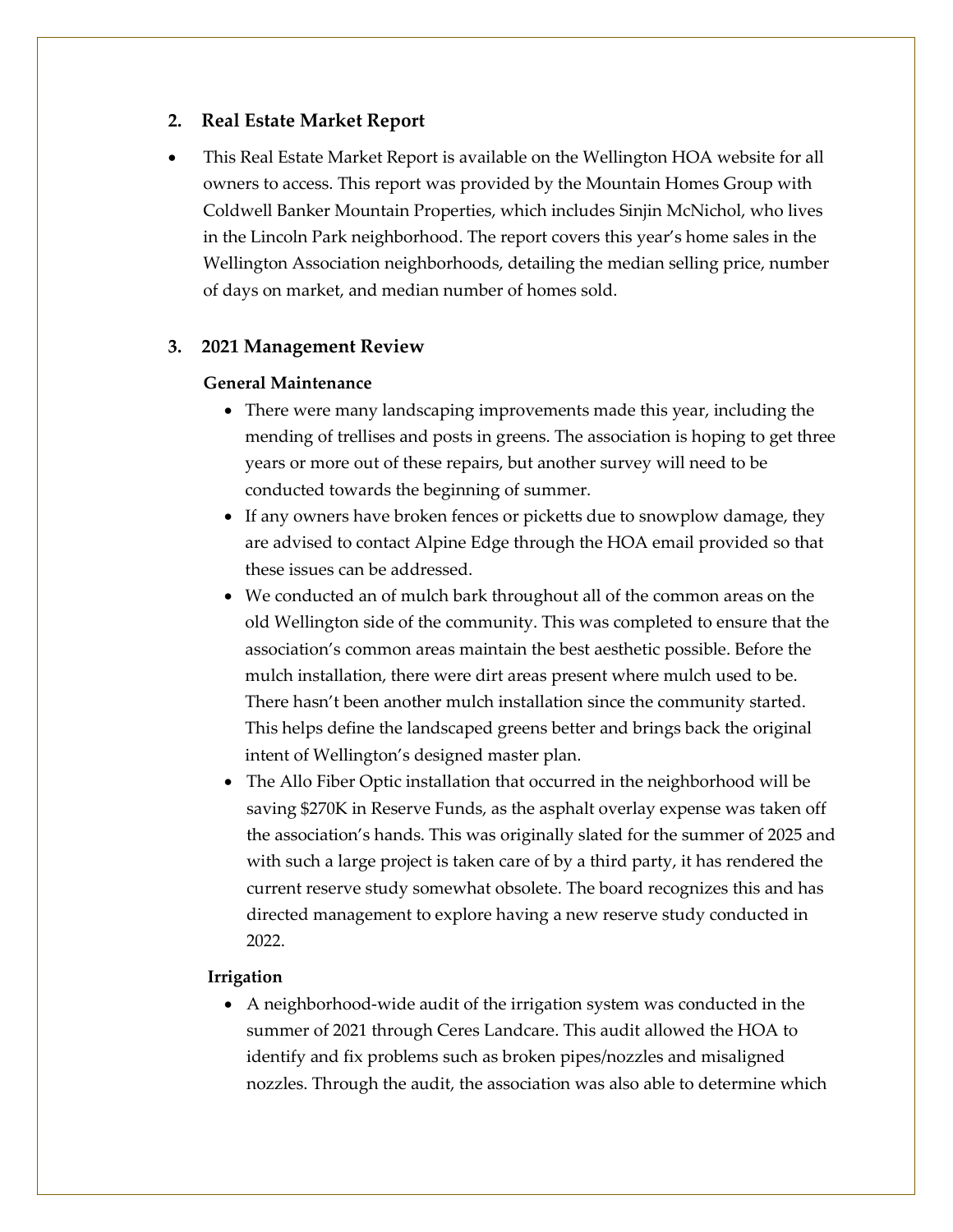## 2. Real Estate Market Report

- This Real Estate Market Report is available on the Wellington HOA website for all owners to access. This report was provided by the Mountain Homes Group with Coldwell Banker Mountain Properties, which includes Sinjin McNichol, who lives in the Lincoln Park neighborhood. The report covers this year's home sales in the Wellington Association neighborhoods, detailing the median selling price, number of days on market, and median number of homes sold.

## 3. 2021 Management Review

**General Maintenance**

- There were many landscaping improvements made this year, including the mending of trellises and posts in greens. The association is hoping to get three years or more out of these repairs, but another survey will need to be conducted towards the beginning of summer.
- If any owners have broken fences or picketts due to snowplow damage, they are advised to contact Alpine Edge through the HOA email provided so that these issues can be addressed.
- We conducted an of mulch bark throughout all of the common areas on the old Wellington side of the community. This was completed to ensure that the association's common areas maintain the best aesthetic possible. Before the mulch installation, there were dirt areas present where mulch used to be. There hasn't been another mulch installation since the community started. This helps define the landscaped greens better and brings back the original intent of Wellington's designed master plan.
- The Allo Fiber Optic installation that occurred in the neighborhood will be saving $270K in Reserve Funds, as the asphalt overlay expense was taken off the association's hands. This was originally slated for the summer of 2025 and with such a large project is taken care of by a third party, it has rendered the current reserve study somewhat obsolete. The board recognizes this and has directed management to explore having a new reserve study conducted in 2022.

**Irrigation**

- A neighborhood-wide audit of the irrigation system was conducted in the summer of 2021 through Ceres Landcare. This audit allowed the HOA to identify and fix problems such as broken pipes/nozzles and misaligned nozzles. Through the audit, the association was also able to determine which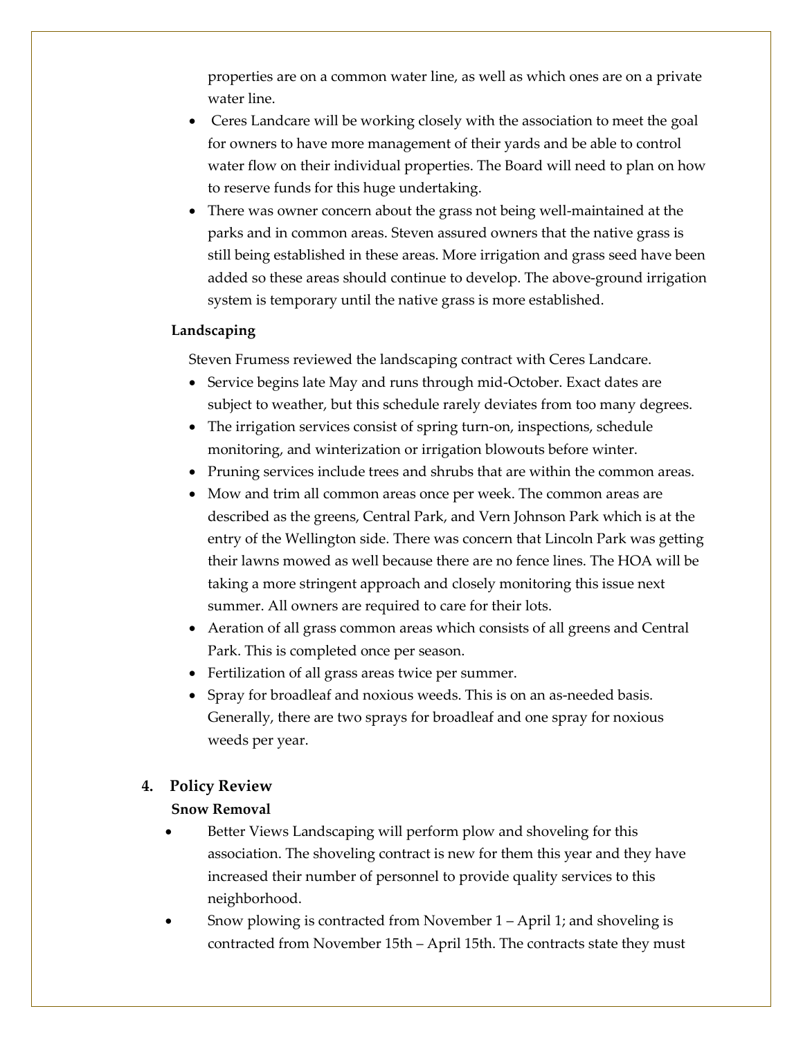properties are on a common water line, as well as which ones are on a private water line.

- Ceres Landcare will be working closely with the association to meet the goal for owners to have more management of their yards and be able to control water flow on their individual properties. The Board will need to plan on how to reserve funds for this huge undertaking.
- There was owner concern about the grass not being well-maintained at the parks and in common areas. Steven assured owners that the native grass is still being established in these areas. More irrigation and grass seed have been added so these areas should continue to develop. The above-ground irrigation system is temporary until the native grass is more established.

**Landscaping**

Steven Frumess reviewed the landscaping contract with Ceres Landcare.

- Service begins late May and runs through mid-October. Exact dates are subject to weather, but this schedule rarely deviates from too many degrees.
- The irrigation services consist of spring turn-on, inspections, schedule monitoring, and winterization or irrigation blowouts before winter.
- Pruning services include trees and shrubs that are within the common areas.
- Mow and trim all common areas once per week. The common areas are described as the greens, Central Park, and Vern Johnson Park which is at the entry of the Wellington side. There was concern that Lincoln Park was getting their lawns mowed as well because there are no fence lines. The HOA will be taking a more stringent approach and closely monitoring this issue next summer. All owners are required to care for their lots.
- Aeration of all grass common areas which consists of all greens and Central Park. This is completed once per season.
- Fertilization of all grass areas twice per summer.
- Spray for broadleaf and noxious weeds. This is on an as-needed basis. Generally, there are two sprays for broadleaf and one spray for noxious weeds per year.

## 4. Policy Review

**Snow Removal**

- Better Views Landscaping will perform plow and shoveling for this association. The shoveling contract is new for them this year and they have increased their number of personnel to provide quality services to this neighborhood.
- Snow plowing is contracted from November 1 – April 1; and shoveling is contracted from November 15th – April 15th. The contracts state they must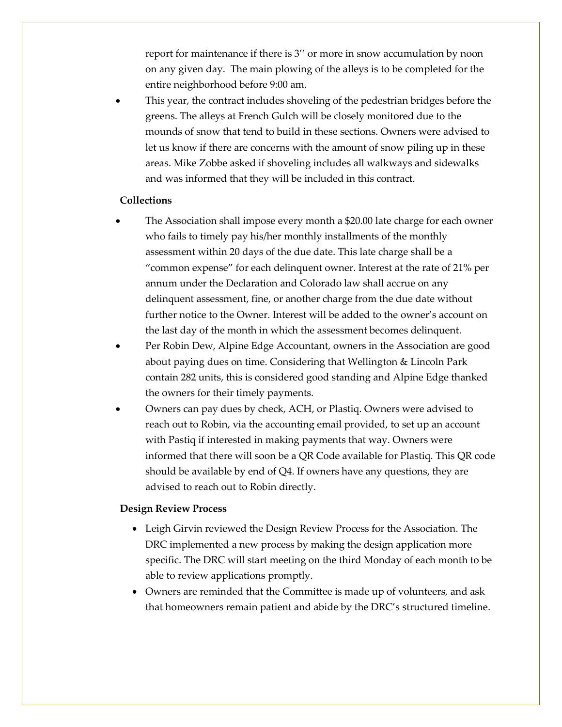report for maintenance if there is 3'' or more in snow accumulation by noon on any given day. The main plowing of the alleys is to be completed for the entire neighborhood before 9:00 am.

- This year, the contract includes shoveling of the pedestrian bridges before the greens. The alleys at French Gulch will be closely monitored due to the mounds of snow that tend to build in these sections. Owners were advised to let us know if there are concerns with the amount of snow piling up in these areas. Mike Zobbe asked if shoveling includes all walkways and sidewalks and was informed that they will be included in this contract.

**Collections**

- The Association shall impose every month a $20.00 late charge for each owner who fails to timely pay his/her monthly installments of the monthly assessment within 20 days of the due date. This late charge shall be a "common expense" for each delinquent owner. Interest at the rate of 21% per annum under the Declaration and Colorado law shall accrue on any delinquent assessment, fine, or another charge from the due date without further notice to the Owner. Interest will be added to the owner's account on the last day of the month in which the assessment becomes delinquent.
- Per Robin Dew, Alpine Edge Accountant, owners in the Association are good about paying dues on time. Considering that Wellington & Lincoln Park contain 282 units, this is considered good standing and Alpine Edge thanked the owners for their timely payments.
- Owners can pay dues by check, ACH, or Plastiq. Owners were advised to reach out to Robin, via the accounting email provided, to set up an account with Pastiq if interested in making payments that way. Owners were informed that there will soon be a QR Code available for Plastiq. This QR code should be available by end of Q4. If owners have any questions, they are advised to reach out to Robin directly.

**Design Review Process**

- Leigh Girvin reviewed the Design Review Process for the Association. The DRC implemented a new process by making the design application more specific. The DRC will start meeting on the third Monday of each month to be able to review applications promptly.
- Owners are reminded that the Committee is made up of volunteers, and ask that homeowners remain patient and abide by the DRC's structured timeline.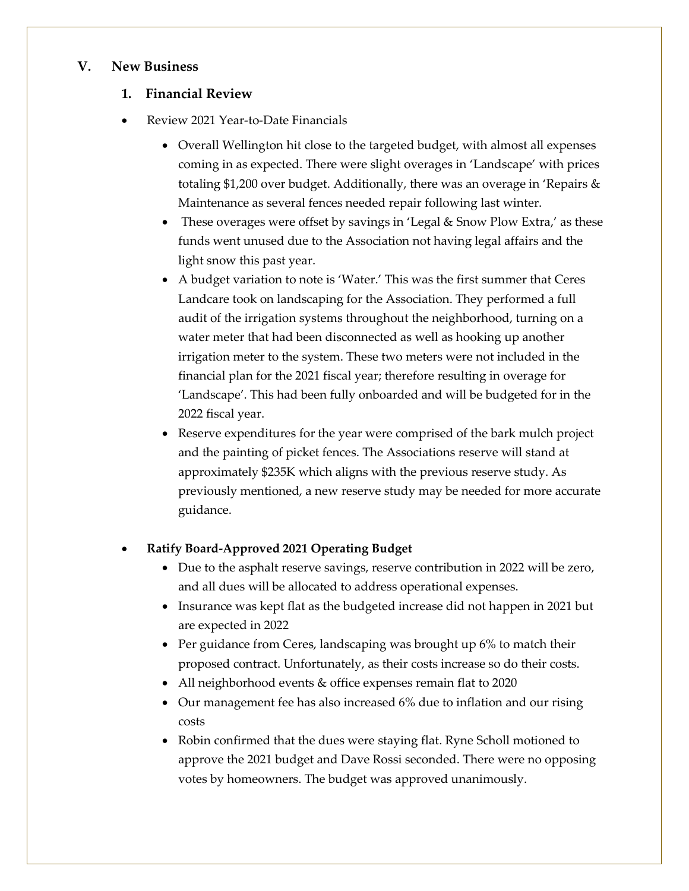## V. New Business

### 1. Financial Review

- Review 2021 Year-to-Date Financials
  - Overall Wellington hit close to the targeted budget, with almost all expenses coming in as expected. There were slight overages in 'Landscape' with prices totaling $1,200 over budget. Additionally, there was an overage in 'Repairs & Maintenance as several fences needed repair following last winter.
  - These overages were offset by savings in 'Legal & Snow Plow Extra,' as these funds went unused due to the Association not having legal affairs and the light snow this past year.
  - A budget variation to note is 'Water.' This was the first summer that Ceres Landcare took on landscaping for the Association. They performed a full audit of the irrigation systems throughout the neighborhood, turning on a water meter that had been disconnected as well as hooking up another irrigation meter to the system. These two meters were not included in the financial plan for the 2021 fiscal year; therefore resulting in overage for 'Landscape'. This had been fully onboarded and will be budgeted for in the 2022 fiscal year.
  - Reserve expenditures for the year were comprised of the bark mulch project and the painting of picket fences. The Associations reserve will stand at approximately $235K which aligns with the previous reserve study. As previously mentioned, a new reserve study may be needed for more accurate guidance.

- **Ratify Board-Approved 2021 Operating Budget**
  - Due to the asphalt reserve savings, reserve contribution in 2022 will be zero, and all dues will be allocated to address operational expenses.
  - Insurance was kept flat as the budgeted increase did not happen in 2021 but are expected in 2022
  - Per guidance from Ceres, landscaping was brought up 6% to match their proposed contract. Unfortunately, as their costs increase so do their costs.
  - All neighborhood events & office expenses remain flat to 2020
  - Our management fee has also increased 6% due to inflation and our rising costs
  - Robin confirmed that the dues were staying flat. Ryne Scholl motioned to approve the 2021 budget and Dave Rossi seconded. There were no opposing votes by homeowners. The budget was approved unanimously.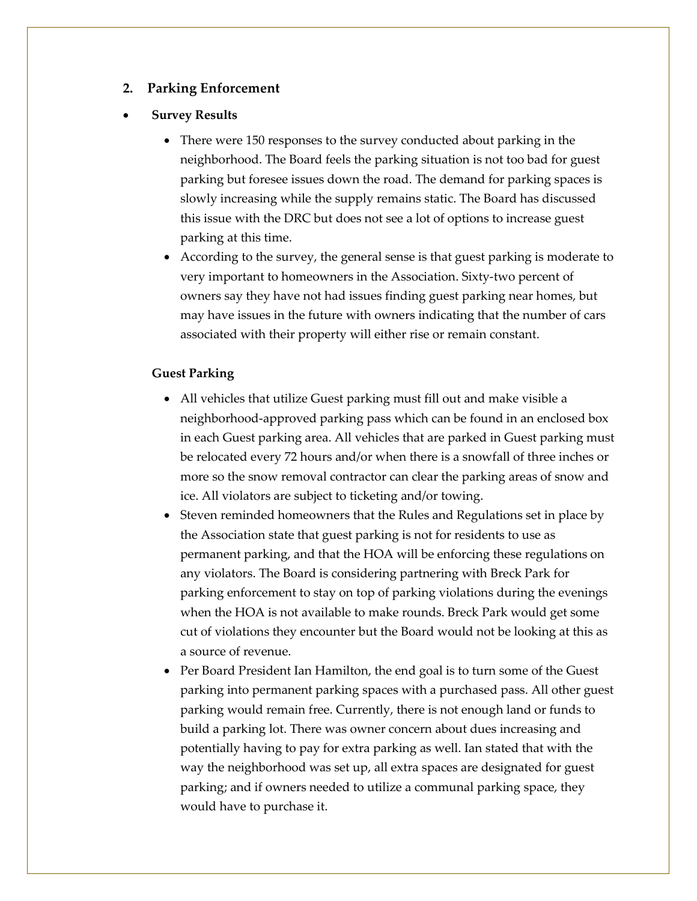## 2. Parking Enforcement

- **Survey Results**
  - There were 150 responses to the survey conducted about parking in the neighborhood. The Board feels the parking situation is not too bad for guest parking but foresee issues down the road. The demand for parking spaces is slowly increasing while the supply remains static. The Board has discussed this issue with the DRC but does not see a lot of options to increase guest parking at this time.
  - According to the survey, the general sense is that guest parking is moderate to very important to homeowners in the Association. Sixty-two percent of owners say they have not had issues finding guest parking near homes, but may have issues in the future with owners indicating that the number of cars associated with their property will either rise or remain constant.

**Guest Parking**

- All vehicles that utilize Guest parking must fill out and make visible a neighborhood-approved parking pass which can be found in an enclosed box in each Guest parking area. All vehicles that are parked in Guest parking must be relocated every 72 hours and/or when there is a snowfall of three inches or more so the snow removal contractor can clear the parking areas of snow and ice. All violators are subject to ticketing and/or towing.
- Steven reminded homeowners that the Rules and Regulations set in place by the Association state that guest parking is not for residents to use as permanent parking, and that the HOA will be enforcing these regulations on any violators. The Board is considering partnering with Breck Park for parking enforcement to stay on top of parking violations during the evenings when the HOA is not available to make rounds. Breck Park would get some cut of violations they encounter but the Board would not be looking at this as a source of revenue.
- Per Board President Ian Hamilton, the end goal is to turn some of the Guest parking into permanent parking spaces with a purchased pass. All other guest parking would remain free. Currently, there is not enough land or funds to build a parking lot. There was owner concern about dues increasing and potentially having to pay for extra parking as well. Ian stated that with the way the neighborhood was set up, all extra spaces are designated for guest parking; and if owners needed to utilize a communal parking space, they would have to purchase it.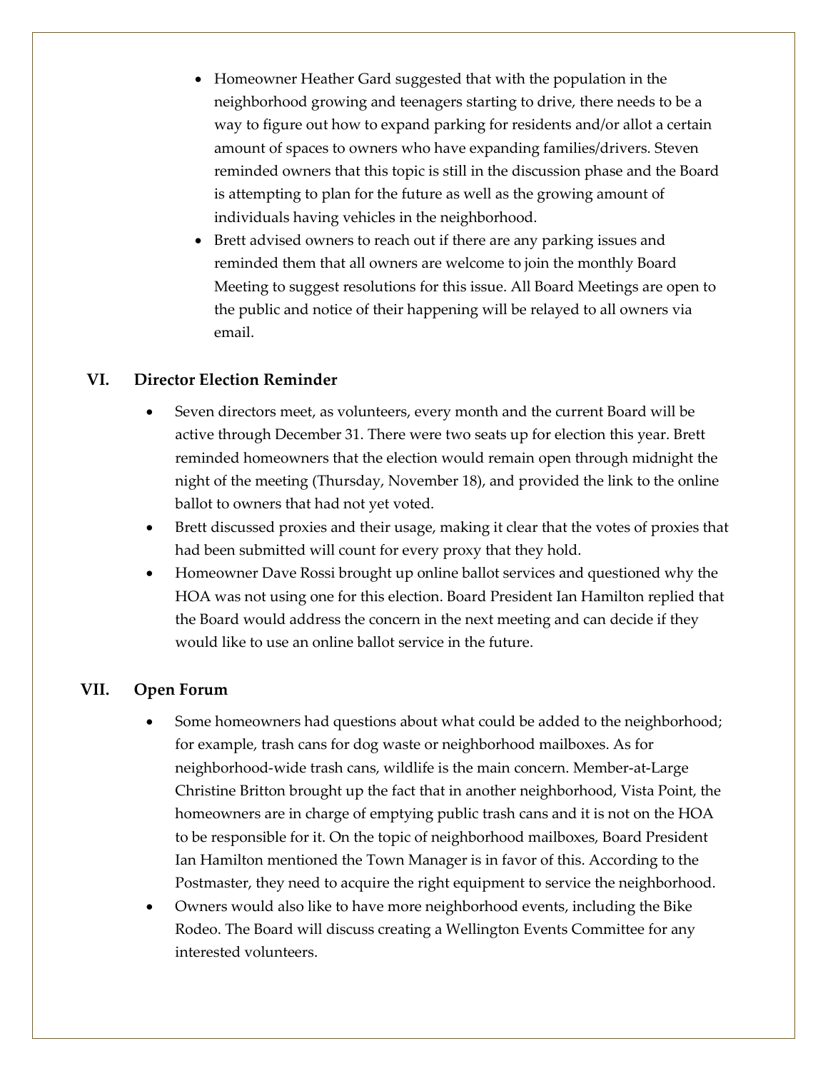- Homeowner Heather Gard suggested that with the population in the neighborhood growing and teenagers starting to drive, there needs to be a way to figure out how to expand parking for residents and/or allot a certain amount of spaces to owners who have expanding families/drivers. Steven reminded owners that this topic is still in the discussion phase and the Board is attempting to plan for the future as well as the growing amount of individuals having vehicles in the neighborhood.
- Brett advised owners to reach out if there are any parking issues and reminded them that all owners are welcome to join the monthly Board Meeting to suggest resolutions for this issue. All Board Meetings are open to the public and notice of their happening will be relayed to all owners via email.

## VI. Director Election Reminder

- Seven directors meet, as volunteers, every month and the current Board will be active through December 31. There were two seats up for election this year. Brett reminded homeowners that the election would remain open through midnight the night of the meeting (Thursday, November 18), and provided the link to the online ballot to owners that had not yet voted.
- Brett discussed proxies and their usage, making it clear that the votes of proxies that had been submitted will count for every proxy that they hold.
- Homeowner Dave Rossi brought up online ballot services and questioned why the HOA was not using one for this election. Board President Ian Hamilton replied that the Board would address the concern in the next meeting and can decide if they would like to use an online ballot service in the future.

## VII. Open Forum

- Some homeowners had questions about what could be added to the neighborhood; for example, trash cans for dog waste or neighborhood mailboxes. As for neighborhood-wide trash cans, wildlife is the main concern. Member-at-Large Christine Britton brought up the fact that in another neighborhood, Vista Point, the homeowners are in charge of emptying public trash cans and it is not on the HOA to be responsible for it. On the topic of neighborhood mailboxes, Board President Ian Hamilton mentioned the Town Manager is in favor of this. According to the Postmaster, they need to acquire the right equipment to service the neighborhood.
- Owners would also like to have more neighborhood events, including the Bike Rodeo. The Board will discuss creating a Wellington Events Committee for any interested volunteers.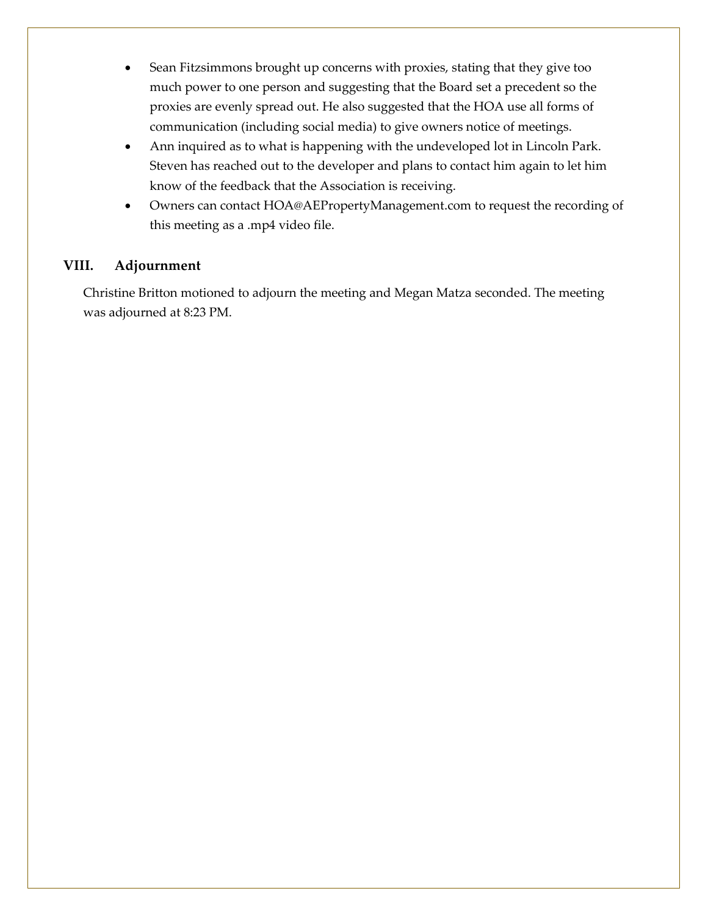- Sean Fitzsimmons brought up concerns with proxies, stating that they give too much power to one person and suggesting that the Board set a precedent so the proxies are evenly spread out. He also suggested that the HOA use all forms of communication (including social media) to give owners notice of meetings.
- Ann inquired as to what is happening with the undeveloped lot in Lincoln Park. Steven has reached out to the developer and plans to contact him again to let him know of the feedback that the Association is receiving.
- Owners can contact HOA@AEPropertyManagement.com to request the recording of this meeting as a .mp4 video file.

## VIII. Adjournment

Christine Britton motioned to adjourn the meeting and Megan Matza seconded. The meeting was adjourned at 8:23 PM.